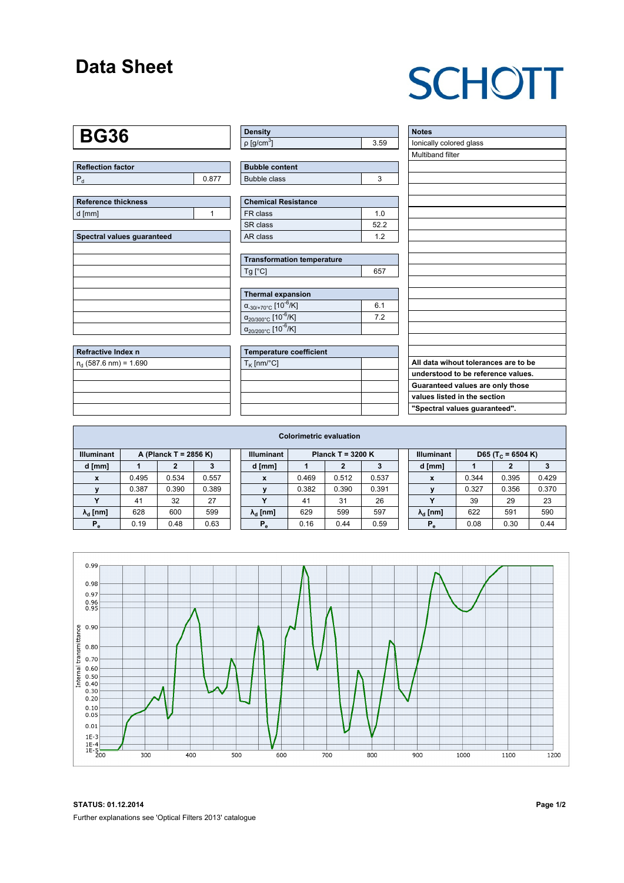# Data Sheet

SCHOTT

## BG36

| Reflection factor | |
|---|---|
| $P_d$ | 0.877 |

| Reference thickness | |
|---|---|
| d [mm] | 1 |

| Spectral values guaranteed |
|---|
| |

| Refractive Index n |
|---|
| $n_d$ (587.6 nm) = 1.690 |

| Density | |
|---|---|
| ρ [g/cm$^3$] | 3.59 |

| Bubble content | |
|---|---|
| Bubble class | 3 |

| Chemical Resistance | |
|---|---|
| FR class | 1.0 |
| SR class | 52.2 |
| AR class | 1.2 |

| Transformation temperature | |
|---|---|
| Tg [°C] | 657 |

| Thermal expansion | |
|---|---|
| $\alpha_{-30/+70°C}$ [$10^{-6}$/K] | 6.1 |
| $\alpha_{20/300°C}$ [$10^{-6}$/K] | 7.2 |
| $\alpha_{20/200°C}$ [$10^{-6}$/K] | |

| Temperature coefficient | |
|---|---|
| $T_K$ [nm/°C] | |

| Notes |
|---|
| Ionically colored glass |
| Multiband filter |

**All data wihout tolerances are to be understood to be reference values. Guaranteed values are only those values listed in the section "Spectral values guaranteed".**

### Colorimetric evaluation

| Illuminant | A (Planck T = 2856 K) | | | Illuminant | Planck T = 3200 K | | | Illuminant | D65 ($T_C$ = 6504 K) | | |
|---|---|---|---|---|---|---|---|---|---|---|---|
| d [mm] | 1 | 2 | 3 | d [mm] | 1 | 2 | 3 | d [mm] | 1 | 2 | 3 |
| x | 0.495 | 0.534 | 0.557 | x | 0.469 | 0.512 | 0.537 | x | 0.344 | 0.395 | 0.429 |
| y | 0.387 | 0.390 | 0.389 | y | 0.382 | 0.390 | 0.391 | y | 0.327 | 0.356 | 0.370 |
| Y | 41 | 32 | 27 | Y | 41 | 31 | 26 | Y | 39 | 29 | 23 |
| $\lambda_d$ [nm] | 628 | 600 | 599 | $\lambda_d$ [nm] | 629 | 599 | 597 | $\lambda_d$ [nm] | 622 | 591 | 590 |
| $P_e$ | 0.19 | 0.48 | 0.63 | $P_e$ | 0.16 | 0.44 | 0.59 | $P_e$ | 0.08 | 0.30 | 0.44 |

**STATUS: 01.12.2014**

Further explanations see 'Optical Filters 2013' catalogue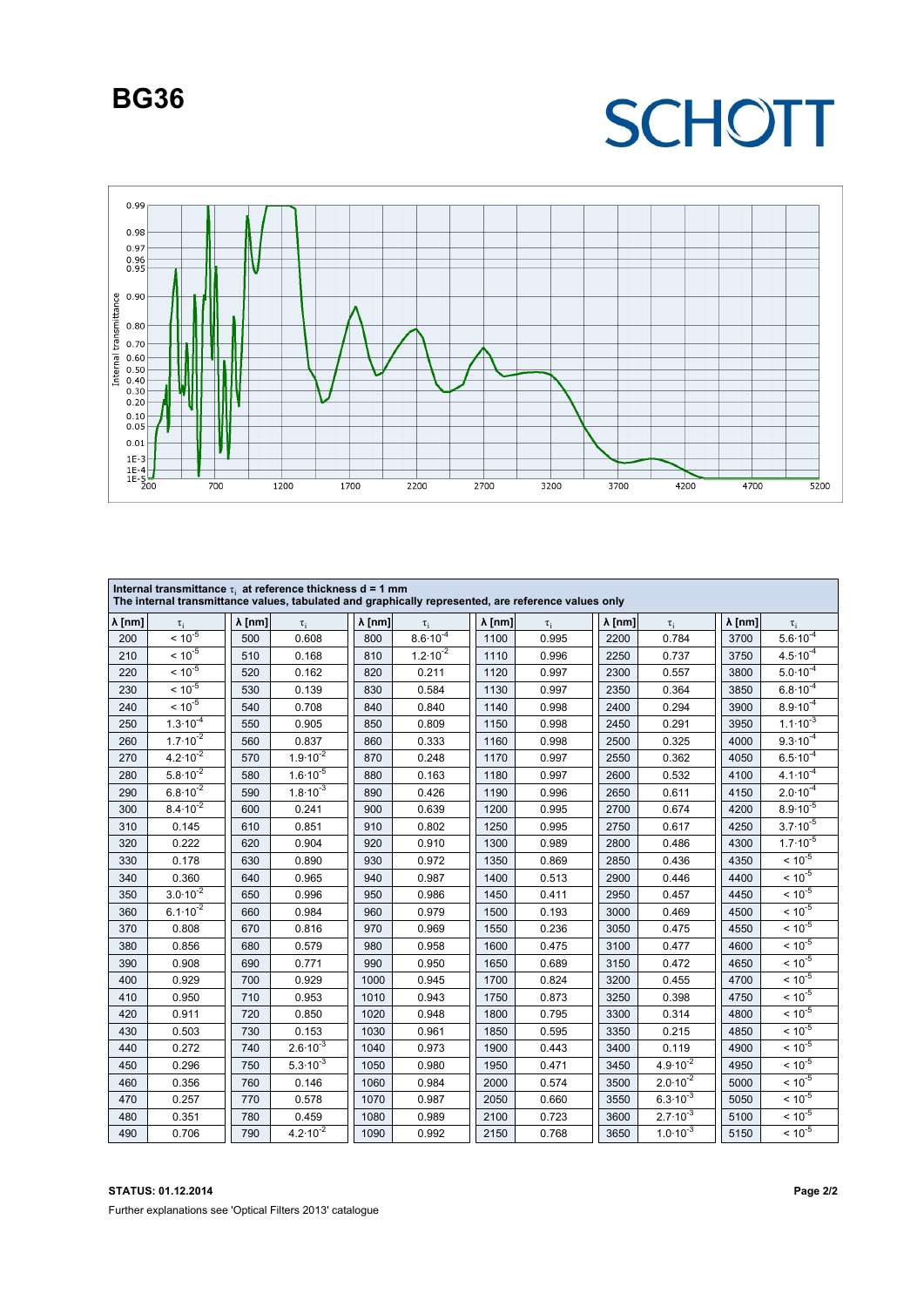# BG36

SCHOTT

0.99
0.98
0.97
0.96
0.95
0.90
0.80
0.70
0.60
0.50
0.40
0.30
0.20
0.10
0.05
0.01
1E-3
1E-4
1E-5

Internal transmittance

200 700 1200 1700 2200 2700 3200 3700 4200 4700 5200

**Internal transmittance $\tau_i$ at reference thickness d = 1 mm**
**The internal transmittance values, tabulated and graphically represented, are reference values only**

| λ [nm] | $\tau_i$ | λ [nm] | $\tau_i$ | λ [nm] | $\tau_i$ | λ [nm] | $\tau_i$ | λ [nm] | $\tau_i$ | λ [nm] | $\tau_i$ |
|---|---|---|---|---|---|---|---|---|---|---|---|
| 200 | $< 10^{-5}$ | 500 | 0.608 | 800 | $8.6 \cdot 10^{-4}$ | 1100 | 0.995 | 2200 | 0.784 | 3700 | $5.6 \cdot 10^{-4}$ |
| 210 | $< 10^{-5}$ | 510 | 0.168 | 810 | $1.2 \cdot 10^{-2}$ | 1110 | 0.996 | 2250 | 0.737 | 3750 | $4.5 \cdot 10^{-4}$ |
| 220 | $< 10^{-5}$ | 520 | 0.162 | 820 | 0.211 | 1120 | 0.997 | 2300 | 0.557 | 3800 | $5.0 \cdot 10^{-4}$ |
| 230 | $< 10^{-5}$ | 530 | 0.139 | 830 | 0.584 | 1130 | 0.997 | 2350 | 0.364 | 3850 | $6.8 \cdot 10^{-4}$ |
| 240 | $< 10^{-5}$ | 540 | 0.708 | 840 | 0.840 | 1140 | 0.998 | 2400 | 0.294 | 3900 | $8.9 \cdot 10^{-4}$ |
| 250 | $1.3 \cdot 10^{-4}$ | 550 | 0.905 | 850 | 0.809 | 1150 | 0.998 | 2450 | 0.291 | 3950 | $1.1 \cdot 10^{-3}$ |
| 260 | $1.7 \cdot 10^{-2}$ | 560 | 0.837 | 860 | 0.333 | 1160 | 0.998 | 2500 | 0.325 | 4000 | $9.3 \cdot 10^{-4}$ |
| 270 | $4.2 \cdot 10^{-2}$ | 570 | $1.9 \cdot 10^{-2}$ | 870 | 0.248 | 1170 | 0.997 | 2550 | 0.362 | 4050 | $6.5 \cdot 10^{-4}$ |
| 280 | $5.8 \cdot 10^{-2}$ | 580 | $1.6 \cdot 10^{-5}$ | 880 | 0.163 | 1180 | 0.997 | 2600 | 0.532 | 4100 | $4.1 \cdot 10^{-4}$ |
| 290 | $6.8 \cdot 10^{-2}$ | 590 | $1.8 \cdot 10^{-3}$ | 890 | 0.426 | 1190 | 0.996 | 2650 | 0.611 | 4150 | $2.0 \cdot 10^{-4}$ |
| 300 | $8.4 \cdot 10^{-2}$ | 600 | 0.241 | 900 | 0.639 | 1200 | 0.995 | 2700 | 0.674 | 4200 | $8.9 \cdot 10^{-5}$ |
| 310 | 0.145 | 610 | 0.851 | 910 | 0.802 | 1250 | 0.995 | 2750 | 0.617 | 4250 | $3.7 \cdot 10^{-5}$ |
| 320 | 0.222 | 620 | 0.904 | 920 | 0.910 | 1300 | 0.989 | 2800 | 0.486 | 4300 | $1.7 \cdot 10^{-5}$ |
| 330 | 0.178 | 630 | 0.890 | 930 | 0.972 | 1350 | 0.869 | 2850 | 0.436 | 4350 | $< 10^{-5}$ |
| 340 | 0.360 | 640 | 0.965 | 940 | 0.987 | 1400 | 0.513 | 2900 | 0.446 | 4400 | $< 10^{-5}$ |
| 350 | $3.0 \cdot 10^{-2}$ | 650 | 0.996 | 950 | 0.986 | 1450 | 0.411 | 2950 | 0.457 | 4450 | $< 10^{-5}$ |
| 360 | $6.1 \cdot 10^{-2}$ | 660 | 0.984 | 960 | 0.979 | 1500 | 0.193 | 3000 | 0.469 | 4500 | $< 10^{-5}$ |
| 370 | 0.808 | 670 | 0.816 | 970 | 0.969 | 1550 | 0.236 | 3050 | 0.475 | 4550 | $< 10^{-5}$ |
| 380 | 0.856 | 680 | 0.579 | 980 | 0.958 | 1600 | 0.475 | 3100 | 0.477 | 4600 | $< 10^{-5}$ |
| 390 | 0.908 | 690 | 0.771 | 990 | 0.950 | 1650 | 0.689 | 3150 | 0.472 | 4650 | $< 10^{-5}$ |
| 400 | 0.929 | 700 | 0.929 | 1000 | 0.945 | 1700 | 0.824 | 3200 | 0.455 | 4700 | $< 10^{-5}$ |
| 410 | 0.950 | 710 | 0.953 | 1010 | 0.943 | 1750 | 0.873 | 3250 | 0.398 | 4750 | $< 10^{-5}$ |
| 420 | 0.911 | 720 | 0.850 | 1020 | 0.948 | 1800 | 0.795 | 3300 | 0.314 | 4800 | $< 10^{-5}$ |
| 430 | 0.503 | 730 | 0.153 | 1030 | 0.961 | 1850 | 0.595 | 3350 | 0.215 | 4850 | $< 10^{-5}$ |
| 440 | 0.272 | 740 | $2.6 \cdot 10^{-3}$ | 1040 | 0.973 | 1900 | 0.443 | 3400 | 0.119 | 4900 | $< 10^{-5}$ |
| 450 | 0.296 | 750 | $5.3 \cdot 10^{-3}$ | 1050 | 0.980 | 1950 | 0.471 | 3450 | $4.9 \cdot 10^{-2}$ | 4950 | $< 10^{-5}$ |
| 460 | 0.356 | 760 | 0.146 | 1060 | 0.984 | 2000 | 0.574 | 3500 | $2.0 \cdot 10^{-2}$ | 5000 | $< 10^{-5}$ |
| 470 | 0.257 | 770 | 0.578 | 1070 | 0.987 | 2050 | 0.660 | 3550 | $6.3 \cdot 10^{-3}$ | 5050 | $< 10^{-5}$ |
| 480 | 0.351 | 780 | 0.459 | 1080 | 0.989 | 2100 | 0.723 | 3600 | $2.7 \cdot 10^{-3}$ | 5100 | $< 10^{-5}$ |
| 490 | 0.706 | 790 | $4.2 \cdot 10^{-2}$ | 1090 | 0.992 | 2150 | 0.768 | 3650 | $1.0 \cdot 10^{-3}$ | 5150 | $< 10^{-5}$ |

**STATUS: 01.12.2014**

Further explanations see 'Optical Filters 2013' catalogue